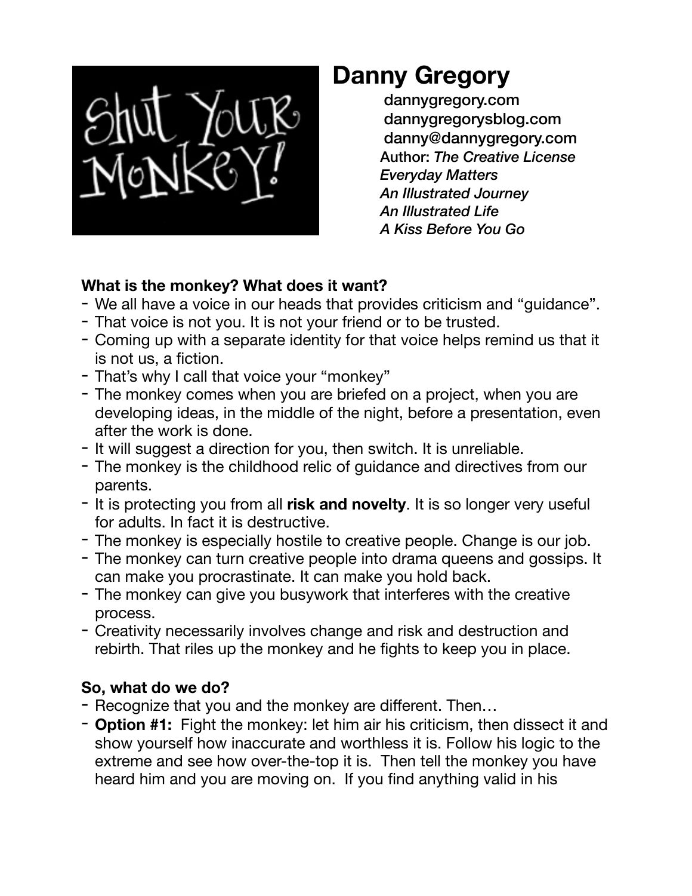Shut Your Monkey!

# Danny Gregory

dannygregory.com
dannygregorysblog.com
danny@dannygregory.com
**Author:** *The Creative License*
*Everyday Matters*
*An Illustrated Journey*
*An Illustrated Life*
*A Kiss Before You Go*

**What is the monkey? What does it want?**

- We all have a voice in our heads that provides criticism and “guidance”.
- That voice is not you. It is not your friend or to be trusted.
- Coming up with a separate identity for that voice helps remind us that it is not us, a fiction.
- That’s why I call that voice your “monkey”
- The monkey comes when you are briefed on a project, when you are developing ideas, in the middle of the night, before a presentation, even after the work is done.
- It will suggest a direction for you, then switch. It is unreliable.
- The monkey is the childhood relic of guidance and directives from our parents.
- It is protecting you from all **risk and novelty**. It is so longer very useful for adults. In fact it is destructive.
- The monkey is especially hostile to creative people. Change is our job.
- The monkey can turn creative people into drama queens and gossips. It can make you procrastinate. It can make you hold back.
- The monkey can give you busywork that interferes with the creative process.
- Creativity necessarily involves change and risk and destruction and rebirth. That riles up the monkey and he fights to keep you in place.

**So, what do we do?**

- Recognize that you and the monkey are different. Then…
- **Option #1:** Fight the monkey: let him air his criticism, then dissect it and show yourself how inaccurate and worthless it is. Follow his logic to the extreme and see how over-the-top it is. Then tell the monkey you have heard him and you are moving on. If you find anything valid in his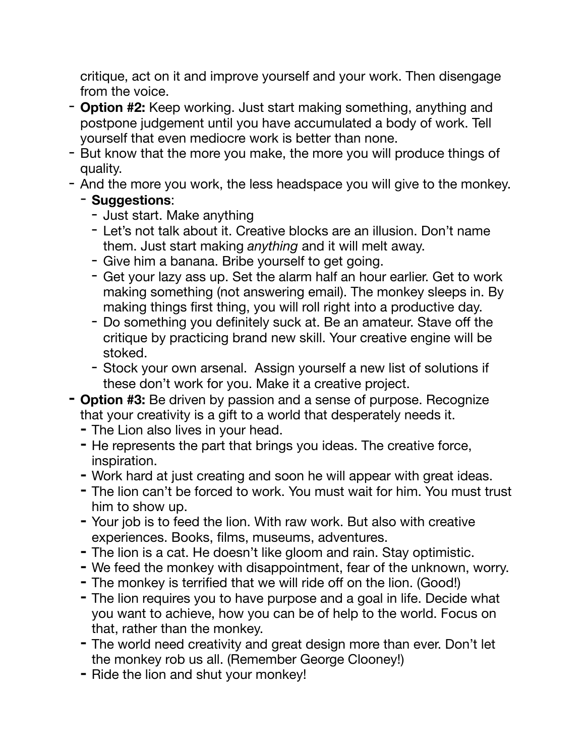critique, act on it and improve yourself and your work. Then disengage from the voice.

- **Option #2:** Keep working. Just start making something, anything and postpone judgement until you have accumulated a body of work. Tell yourself that even mediocre work is better than none.
- But know that the more you make, the more you will produce things of quality.
- And the more you work, the less headspace you will give to the monkey.
  - **Suggestions**:
    - Just start. Make anything
    - Let's not talk about it. Creative blocks are an illusion. Don't name them. Just start making *anything* and it will melt away.
    - Give him a banana. Bribe yourself to get going.
    - Get your lazy ass up. Set the alarm half an hour earlier. Get to work making something (not answering email). The monkey sleeps in. By making things first thing, you will roll right into a productive day.
    - Do something you definitely suck at. Be an amateur. Stave off the critique by practicing brand new skill. Your creative engine will be stoked.
    - Stock your own arsenal. Assign yourself a new list of solutions if these don't work for you. Make it a creative project.
- **Option #3:** Be driven by passion and a sense of purpose. Recognize that your creativity is a gift to a world that desperately needs it.
  - The Lion also lives in your head.
  - He represents the part that brings you ideas. The creative force, inspiration.
  - Work hard at just creating and soon he will appear with great ideas.
  - The lion can't be forced to work. You must wait for him. You must trust him to show up.
  - Your job is to feed the lion. With raw work. But also with creative experiences. Books, films, museums, adventures.
  - The lion is a cat. He doesn't like gloom and rain. Stay optimistic.
  - We feed the monkey with disappointment, fear of the unknown, worry.
  - The monkey is terrified that we will ride off on the lion. (Good!)
  - The lion requires you to have purpose and a goal in life. Decide what you want to achieve, how you can be of help to the world. Focus on that, rather than the monkey.
  - The world need creativity and great design more than ever. Don't let the monkey rob us all. (Remember George Clooney!)
  - Ride the lion and shut your monkey!